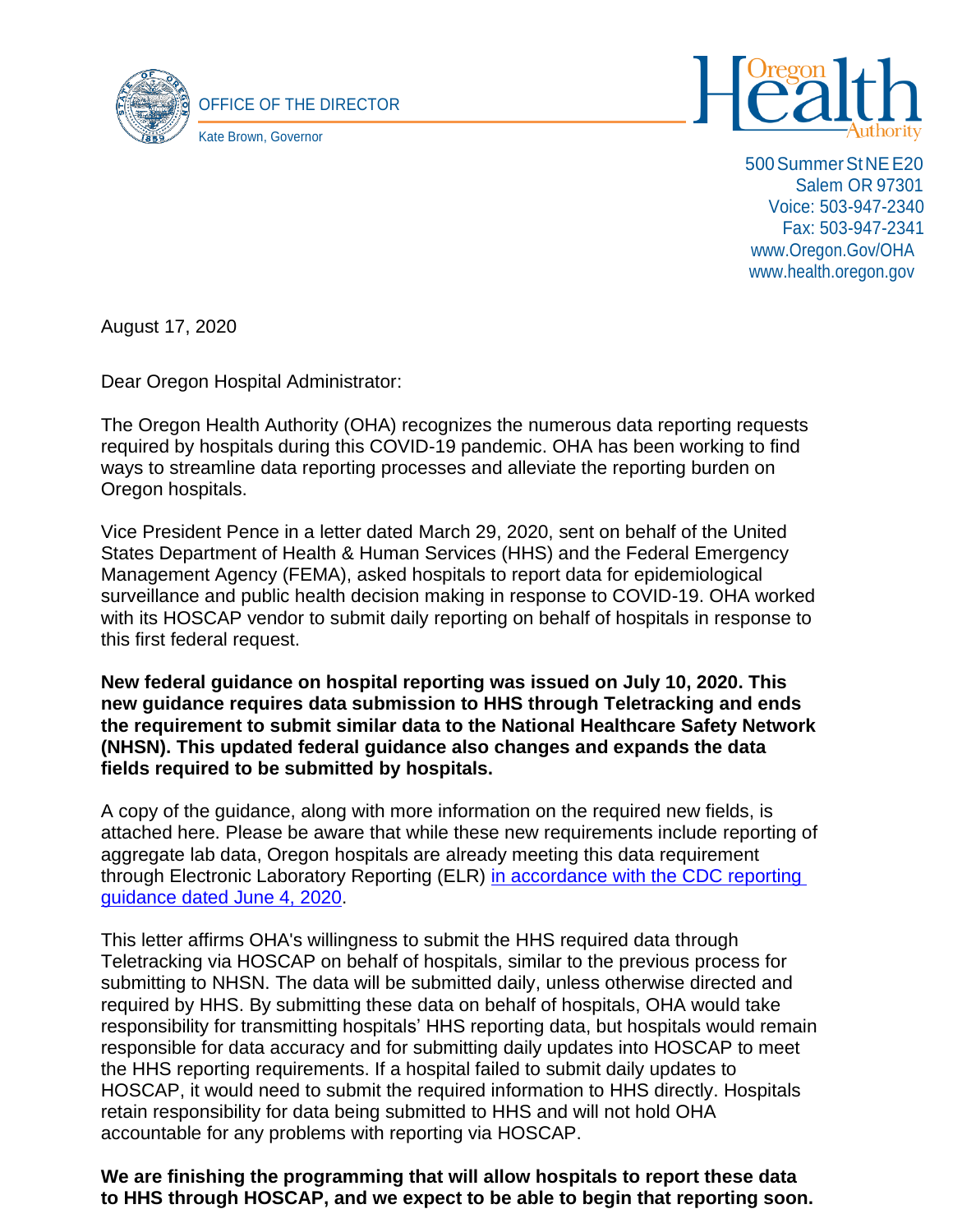OFFICE OF THE DIRECTOR

Kate Brown, Governor

Oregon Health Authority

500 Summer St NE E20
Salem OR 97301
Voice: 503-947-2340
Fax: 503-947-2341
www.Oregon.Gov/OHA
www.health.oregon.gov

August 17, 2020

Dear Oregon Hospital Administrator:

The Oregon Health Authority (OHA) recognizes the numerous data reporting requests required by hospitals during this COVID-19 pandemic. OHA has been working to find ways to streamline data reporting processes and alleviate the reporting burden on Oregon hospitals.

Vice President Pence in a letter dated March 29, 2020, sent on behalf of the United States Department of Health & Human Services (HHS) and the Federal Emergency Management Agency (FEMA), asked hospitals to report data for epidemiological surveillance and public health decision making in response to COVID-19. OHA worked with its HOSCAP vendor to submit daily reporting on behalf of hospitals in response to this first federal request.

**New federal guidance on hospital reporting was issued on July 10, 2020. This new guidance requires data submission to HHS through Teletracking and ends the requirement to submit similar data to the National Healthcare Safety Network (NHSN). This updated federal guidance also changes and expands the data fields required to be submitted by hospitals.**

A copy of the guidance, along with more information on the required new fields, is attached here. Please be aware that while these new requirements include reporting of aggregate lab data, Oregon hospitals are already meeting this data requirement through Electronic Laboratory Reporting (ELR) in accordance with the CDC reporting guidance dated June 4, 2020.

This letter affirms OHA's willingness to submit the HHS required data through Teletracking via HOSCAP on behalf of hospitals, similar to the previous process for submitting to NHSN. The data will be submitted daily, unless otherwise directed and required by HHS. By submitting these data on behalf of hospitals, OHA would take responsibility for transmitting hospitals' HHS reporting data, but hospitals would remain responsible for data accuracy and for submitting daily updates into HOSCAP to meet the HHS reporting requirements. If a hospital failed to submit daily updates to HOSCAP, it would need to submit the required information to HHS directly. Hospitals retain responsibility for data being submitted to HHS and will not hold OHA accountable for any problems with reporting via HOSCAP.

**We are finishing the programming that will allow hospitals to report these data to HHS through HOSCAP, and we expect to be able to begin that reporting soon.**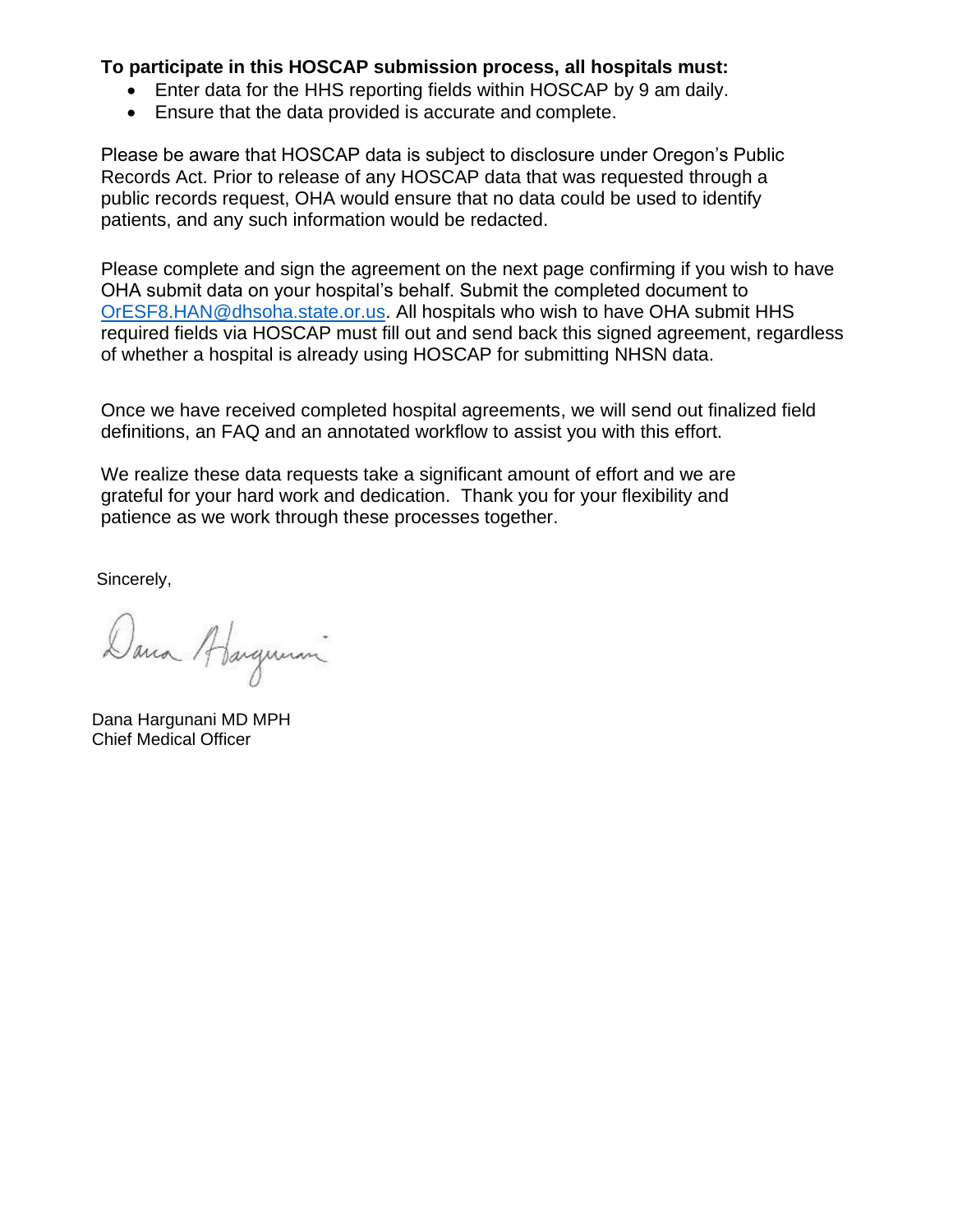**To participate in this HOSCAP submission process, all hospitals must:**

- Enter data for the HHS reporting fields within HOSCAP by 9 am daily.
- Ensure that the data provided is accurate and complete.

Please be aware that HOSCAP data is subject to disclosure under Oregon's Public Records Act. Prior to release of any HOSCAP data that was requested through a public records request, OHA would ensure that no data could be used to identify patients, and any such information would be redacted.

Please complete and sign the agreement on the next page confirming if you wish to have OHA submit data on your hospital's behalf. Submit the completed document to OrESF8.HAN@dhsoha.state.or.us. All hospitals who wish to have OHA submit HHS required fields via HOSCAP must fill out and send back this signed agreement, regardless of whether a hospital is already using HOSCAP for submitting NHSN data.

Once we have received completed hospital agreements, we will send out finalized field definitions, an FAQ and an annotated workflow to assist you with this effort.

We realize these data requests take a significant amount of effort and we are grateful for your hard work and dedication. Thank you for your flexibility and patience as we work through these processes together.

Sincerely,

Dana Hargunani MD MPH
Chief Medical Officer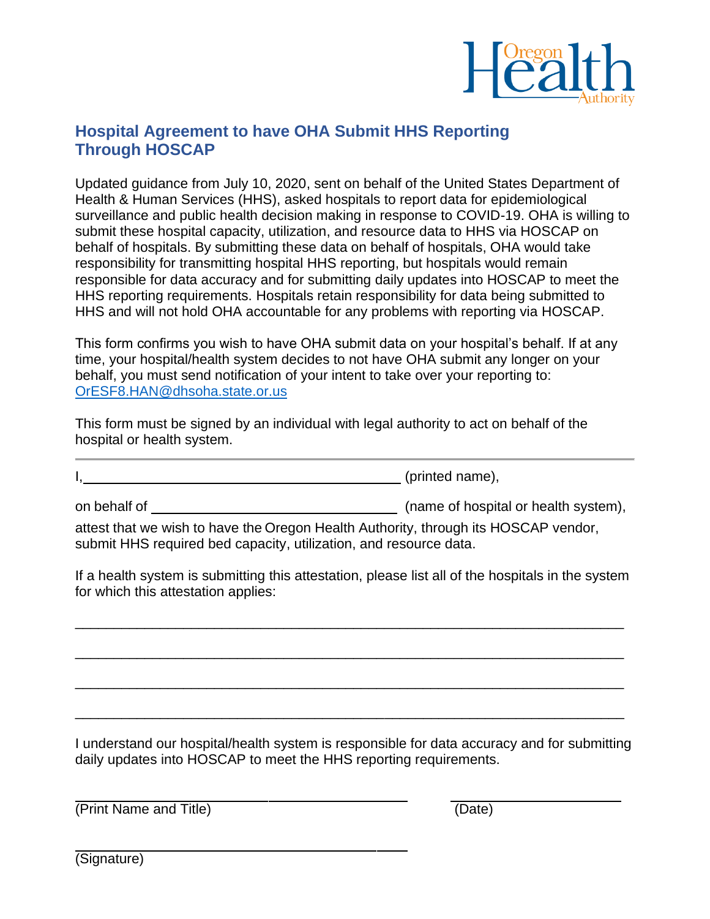## Hospital Agreement to have OHA Submit HHS Reporting Through HOSCAP

Updated guidance from July 10, 2020, sent on behalf of the United States Department of Health & Human Services (HHS), asked hospitals to report data for epidemiological surveillance and public health decision making in response to COVID-19. OHA is willing to submit these hospital capacity, utilization, and resource data to HHS via HOSCAP on behalf of hospitals. By submitting these data on behalf of hospitals, OHA would take responsibility for transmitting hospital HHS reporting, but hospitals would remain responsible for data accuracy and for submitting daily updates into HOSCAP to meet the HHS reporting requirements. Hospitals retain responsibility for data being submitted to HHS and will not hold OHA accountable for any problems with reporting via HOSCAP.

This form confirms you wish to have OHA submit data on your hospital's behalf. If at any time, your hospital/health system decides to not have OHA submit any longer on your behalf, you must send notification of your intent to take over your reporting to: OrESF8.HAN@dhsoha.state.or.us

This form must be signed by an individual with legal authority to act on behalf of the hospital or health system.

---

I, ________________________________________ (printed name),

on behalf of ________________________________ (name of hospital or health system),

attest that we wish to have the Oregon Health Authority, through its HOSCAP vendor, submit HHS required bed capacity, utilization, and resource data.

If a health system is submitting this attestation, please list all of the hospitals in the system for which this attestation applies:

______________________________________________________________________

______________________________________________________________________

______________________________________________________________________

______________________________________________________________________

I understand our hospital/health system is responsible for data accuracy and for submitting daily updates into HOSCAP to meet the HHS reporting requirements.

________________________________________ ____________________

(Print Name and Title) (Date)

________________________________________

(Signature)